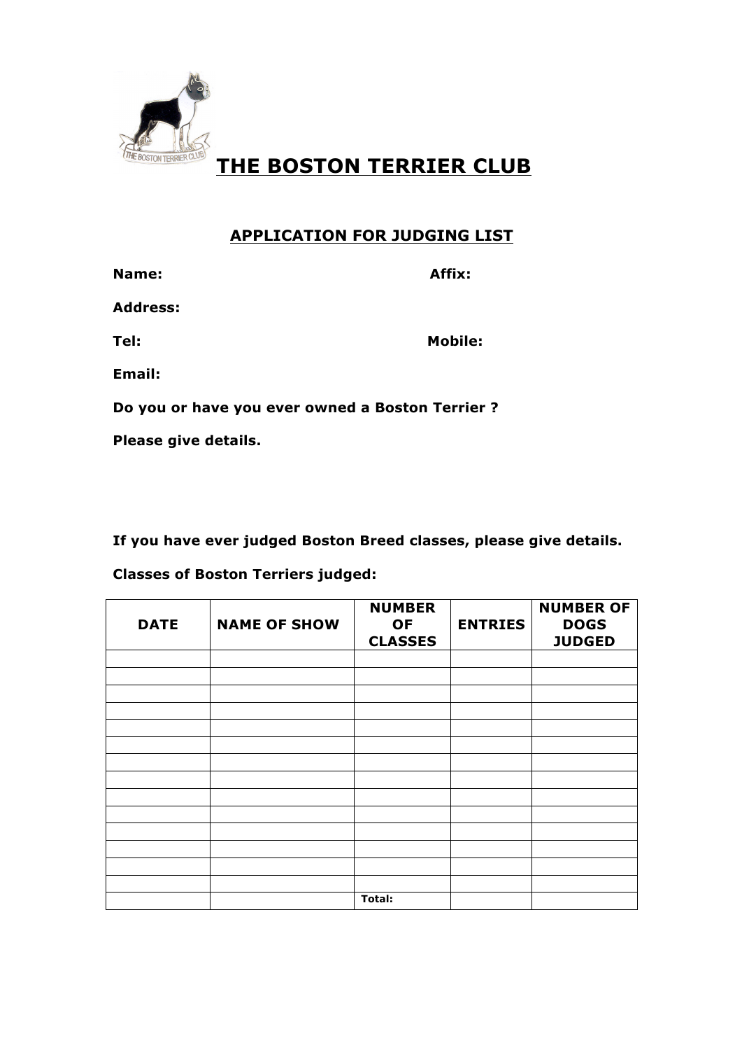# THE BOSTON TERRIER CLUB

## APPLICATION FOR JUDGING LIST

**Name:** **Affix:**

**Address:**

**Tel:** **Mobile:**

**Email:**

**Do you or have you ever owned a Boston Terrier ?**

**Please give details.**

**If you have ever judged Boston Breed classes, please give details.**

**Classes of Boston Terriers judged:**

| DATE | NAME OF SHOW | NUMBER OF CLASSES | ENTRIES | NUMBER OF DOGS JUDGED |
|---|---|---|---|---|
| | | | | |
| | | | | |
| | | | | |
| | | | | |
| | | | | |
| | | | | |
| | | | | |
| | | | | |
| | | | | |
| | | | | |
| | | | | |
| | | | | |
| | | | | |
| | | | | |
| | | **Total:** | | |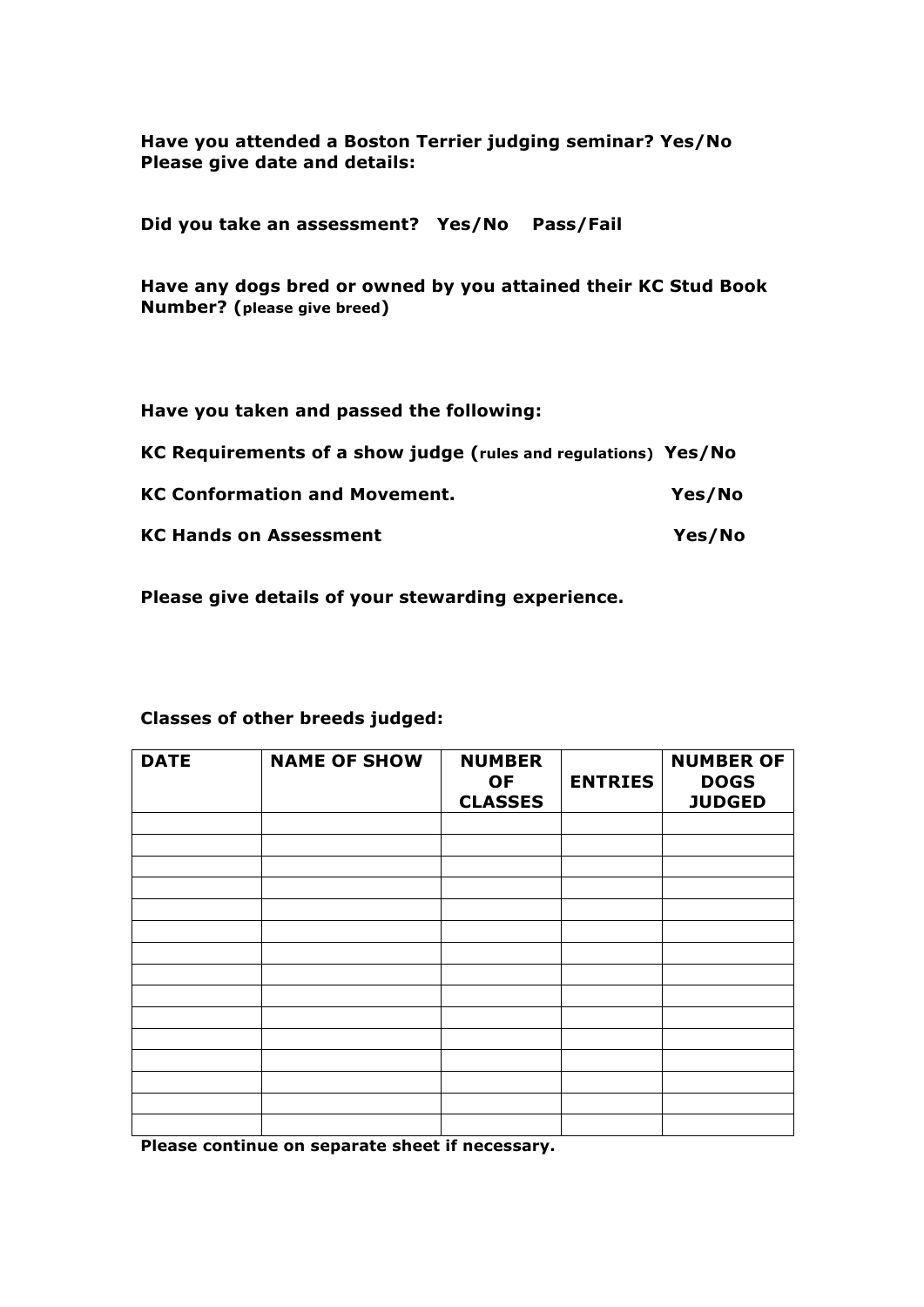**Have you attended a Boston Terrier judging seminar? Yes/No**
**Please give date and details:**

**Did you take an assessment? Yes/No Pass/Fail**

**Have any dogs bred or owned by you attained their KC Stud Book Number? (please give breed)**

**Have you taken and passed the following:**

**KC Requirements of a show judge (rules and regulations) Yes/No**

**KC Conformation and Movement. Yes/No**

**KC Hands on Assessment Yes/No**

**Please give details of your stewarding experience.**

**Classes of other breeds judged:**

| DATE | NAME OF SHOW | NUMBER OF CLASSES | ENTRIES | NUMBER OF DOGS JUDGED |
|---|---|---|---|---|
| | | | | |
| | | | | |
| | | | | |
| | | | | |
| | | | | |
| | | | | |
| | | | | |
| | | | | |
| | | | | |
| | | | | |
| | | | | |
| | | | | |
| | | | | |
| | | | | |
| | | | | |

**Please continue on separate sheet if necessary.**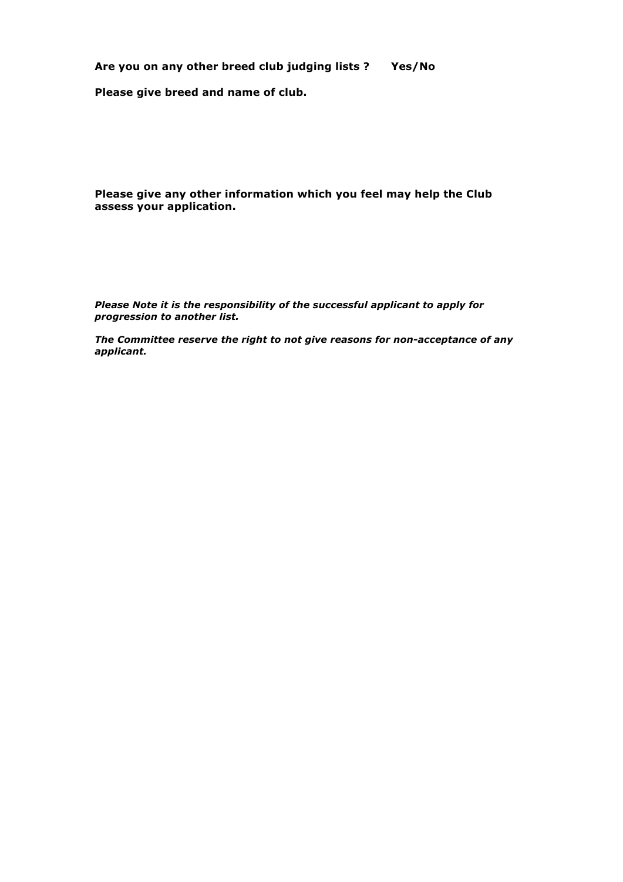**Are you on any other breed club judging lists ?      Yes/No**

**Please give breed and name of club.**

**Please give any other information which you feel may help the Club assess your application.**

***Please Note it is the responsibility of the successful applicant to apply for progression to another list.***

***The Committee reserve the right to not give reasons for non-acceptance of any applicant.***